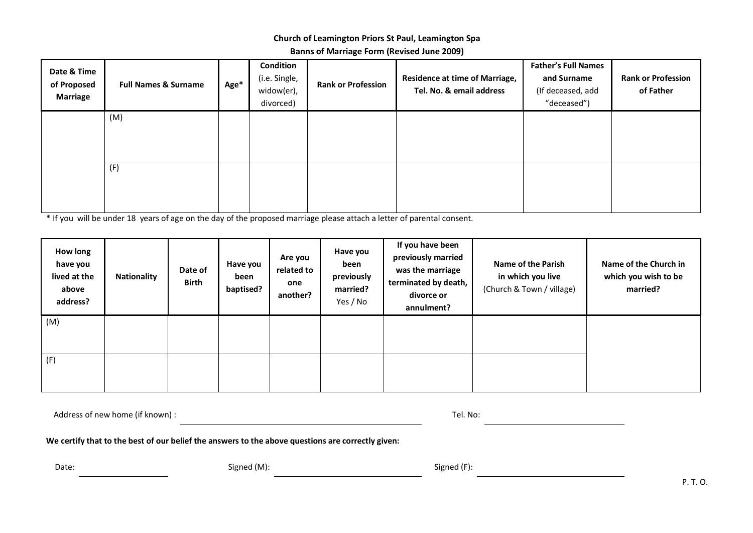**Church of Leamington Priors St Paul, Leamington Spa**

**Banns of Marriage Form (Revised June 2009)**

| **Date & Time of Proposed Marriage** | **Full Names & Surname** | **Age*** | **Condition** (i.e. Single, widow(er), divorced) | **Rank or Profession** | **Residence at time of Marriage, Tel. No. & email address** | **Father's Full Names and Surname** (If deceased, add "deceased") | **Rank or Profession of Father** |
|---|---|---|---|---|---|---|---|
| | (M) | | | | | | |
| | (F) | | | | | | |

* If you will be under 18 years of age on the day of the proposed marriage please attach a letter of parental consent.

| **How long have you lived at the above address?** | **Nationality** | **Date of Birth** | **Have you been baptised?** | **Are you related to one another?** | **Have you been previously married?** Yes / No | **If you have been previously married was the marriage terminated by death, divorce or annulment?** | **Name of the Parish in which you live** (Church & Town / village) | **Name of the Church in which you wish to be married?** |
|---|---|---|---|---|---|---|---|---|
| (M) | | | | | | | | |
| (F) | | | | | | | | |

Address of new home (if known) : ______________________________ Tel. No: ____________________

**We certify that to the best of our belief the answers to the above questions are correctly given:**

Date: ____________ Signed (M): ______________________ Signed (F): ______________________

P. T. O.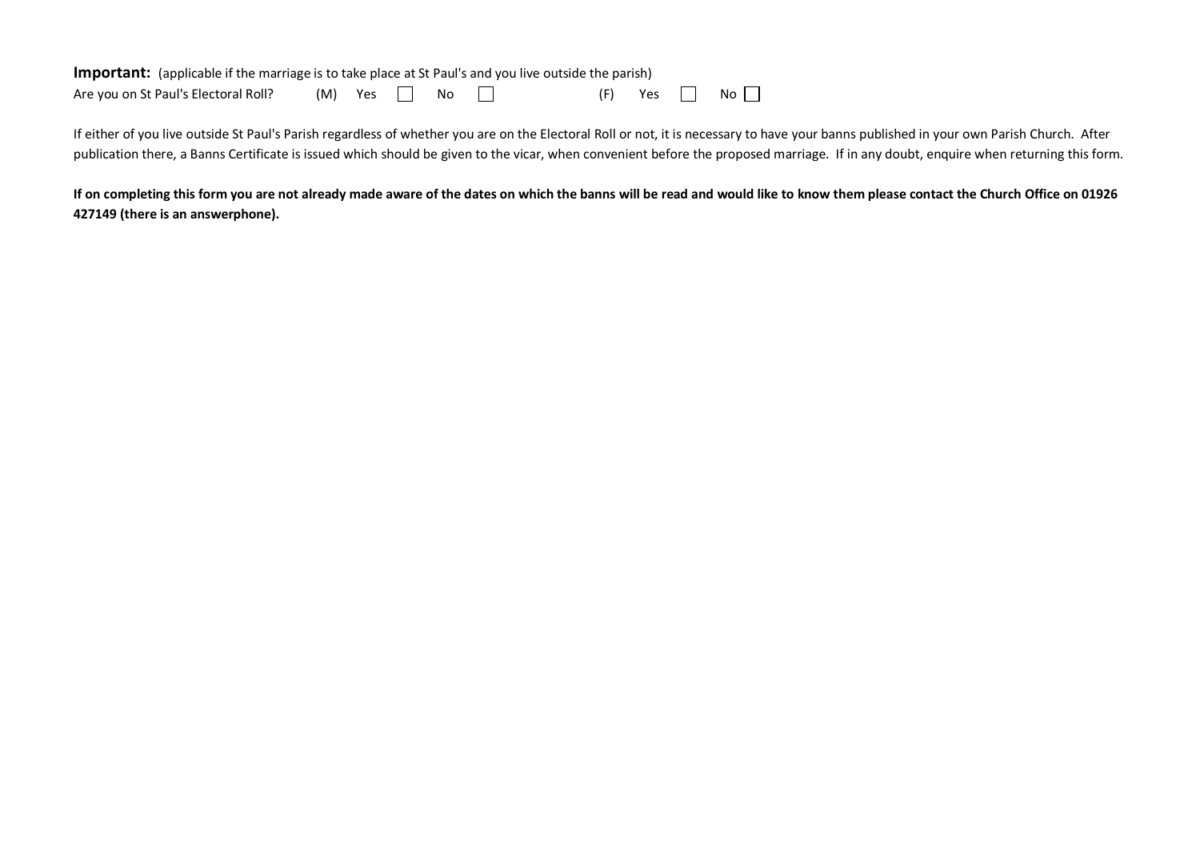**Important:** (applicable if the marriage is to take place at St Paul's and you live outside the parish)

Are you on St Paul's Electoral Roll? (M) Yes ☐ No ☐ (F) Yes ☐ No ☐

If either of you live outside St Paul's Parish regardless of whether you are on the Electoral Roll or not, it is necessary to have your banns published in your own Parish Church. After publication there, a Banns Certificate is issued which should be given to the vicar, when convenient before the proposed marriage. If in any doubt, enquire when returning this form.

**If on completing this form you are not already made aware of the dates on which the banns will be read and would like to know them please contact the Church Office on 01926 427149 (there is an answerphone).**